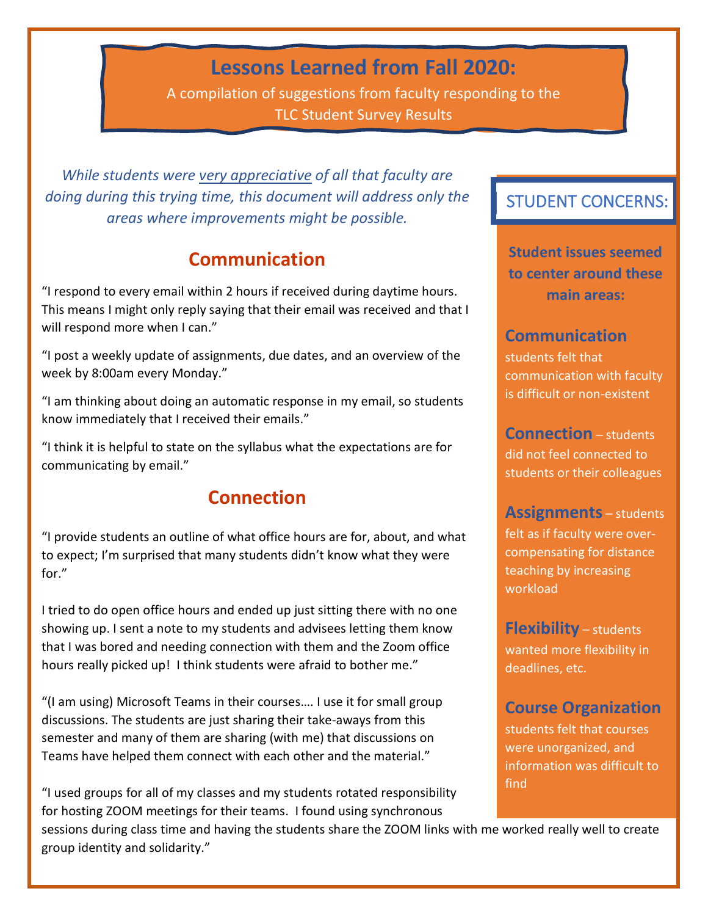# Lessons Learned from Fall 2020:

A compilation of suggestions from faculty responding to the TLC Student Survey Results

*While students were very appreciative of all that faculty are doing during this trying time, this document will address only the areas where improvements might be possible.*

## Communication

"I respond to every email within 2 hours if received during daytime hours. This means I might only reply saying that their email was received and that I will respond more when I can."

"I post a weekly update of assignments, due dates, and an overview of the week by 8:00am every Monday."

"I am thinking about doing an automatic response in my email, so students know immediately that I received their emails."

"I think it is helpful to state on the syllabus what the expectations are for communicating by email."

## Connection

"I provide students an outline of what office hours are for, about, and what to expect; I'm surprised that many students didn't know what they were for."

I tried to do open office hours and ended up just sitting there with no one showing up. I sent a note to my students and advisees letting them know that I was bored and needing connection with them and the Zoom office hours really picked up! I think students were afraid to bother me."

"(I am using) Microsoft Teams in their courses…. I use it for small group discussions. The students are just sharing their take-aways from this semester and many of them are sharing (with me) that discussions on Teams have helped them connect with each other and the material."

"I used groups for all of my classes and my students rotated responsibility for hosting ZOOM meetings for their teams. I found using synchronous sessions during class time and having the students share the ZOOM links with me worked really well to create group identity and solidarity."

## STUDENT CONCERNS:

**Student issues seemed to center around these main areas:**

**Communication** students felt that communication with faculty is difficult or non-existent

**Connection** – students did not feel connected to students or their colleagues

**Assignments** – students felt as if faculty were over-compensating for distance teaching by increasing workload

**Flexibility** – students wanted more flexibility in deadlines, etc.

**Course Organization** students felt that courses were unorganized, and information was difficult to find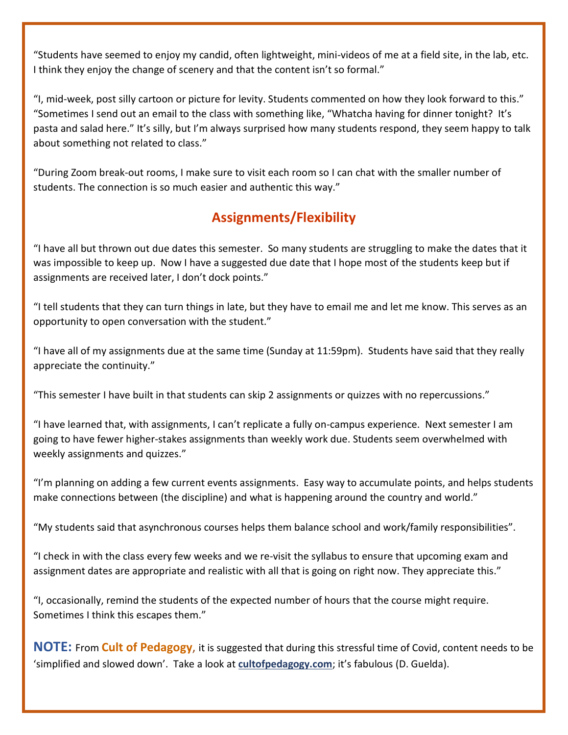"Students have seemed to enjoy my candid, often lightweight, mini-videos of me at a field site, in the lab, etc. I think they enjoy the change of scenery and that the content isn't so formal."

"I, mid-week, post silly cartoon or picture for levity. Students commented on how they look forward to this." "Sometimes I send out an email to the class with something like, "Whatcha having for dinner tonight? It's pasta and salad here." It's silly, but I'm always surprised how many students respond, they seem happy to talk about something not related to class."

"During Zoom break-out rooms, I make sure to visit each room so I can chat with the smaller number of students. The connection is so much easier and authentic this way."

## Assignments/Flexibility

"I have all but thrown out due dates this semester. So many students are struggling to make the dates that it was impossible to keep up. Now I have a suggested due date that I hope most of the students keep but if assignments are received later, I don't dock points."

"I tell students that they can turn things in late, but they have to email me and let me know. This serves as an opportunity to open conversation with the student."

"I have all of my assignments due at the same time (Sunday at 11:59pm). Students have said that they really appreciate the continuity."

"This semester I have built in that students can skip 2 assignments or quizzes with no repercussions."

"I have learned that, with assignments, I can't replicate a fully on-campus experience. Next semester I am going to have fewer higher-stakes assignments than weekly work due. Students seem overwhelmed with weekly assignments and quizzes."

"I'm planning on adding a few current events assignments. Easy way to accumulate points, and helps students make connections between (the discipline) and what is happening around the country and world."

"My students said that asynchronous courses helps them balance school and work/family responsibilities".

"I check in with the class every few weeks and we re-visit the syllabus to ensure that upcoming exam and assignment dates are appropriate and realistic with all that is going on right now. They appreciate this."

"I, occasionally, remind the students of the expected number of hours that the course might require. Sometimes I think this escapes them."

**NOTE:** From **Cult of Pedagogy,** it is suggested that during this stressful time of Covid, content needs to be 'simplified and slowed down'. Take a look at **cultofpedagogy.com**; it's fabulous (D. Guelda).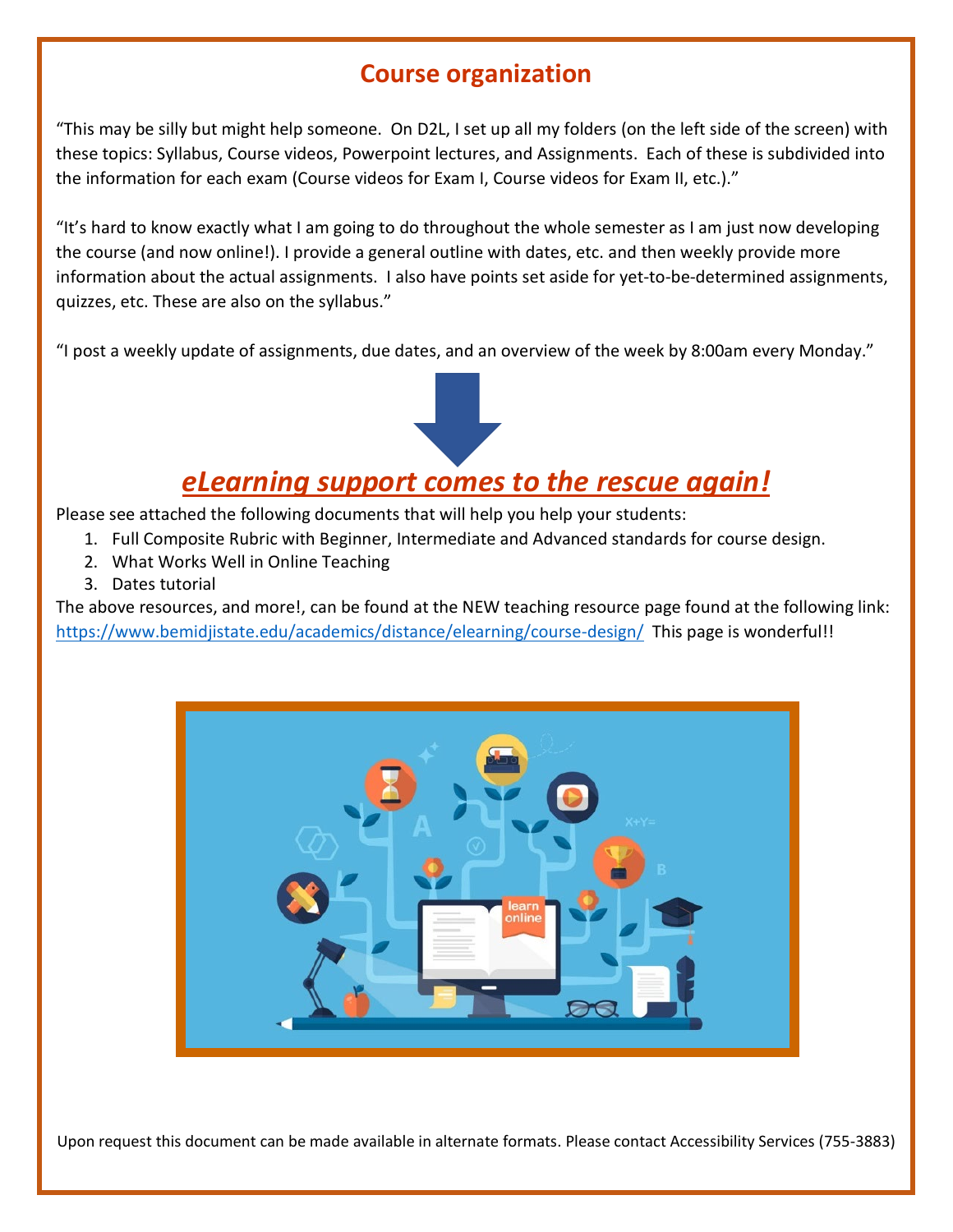## Course organization

"This may be silly but might help someone. On D2L, I set up all my folders (on the left side of the screen) with these topics: Syllabus, Course videos, Powerpoint lectures, and Assignments. Each of these is subdivided into the information for each exam (Course videos for Exam I, Course videos for Exam II, etc.)."

"It's hard to know exactly what I am going to do throughout the whole semester as I am just now developing the course (and now online!). I provide a general outline with dates, etc. and then weekly provide more information about the actual assignments. I also have points set aside for yet-to-be-determined assignments, quizzes, etc. These are also on the syllabus."

"I post a weekly update of assignments, due dates, and an overview of the week by 8:00am every Monday."

## *eLearning support comes to the rescue again!*

Please see attached the following documents that will help you help your students:

1. Full Composite Rubric with Beginner, Intermediate and Advanced standards for course design.
2. What Works Well in Online Teaching
3. Dates tutorial

The above resources, and more!, can be found at the NEW teaching resource page found at the following link: https://www.bemidjistate.edu/academics/distance/elearning/course-design/ This page is wonderful!!

Upon request this document can be made available in alternate formats. Please contact Accessibility Services (755-3883)